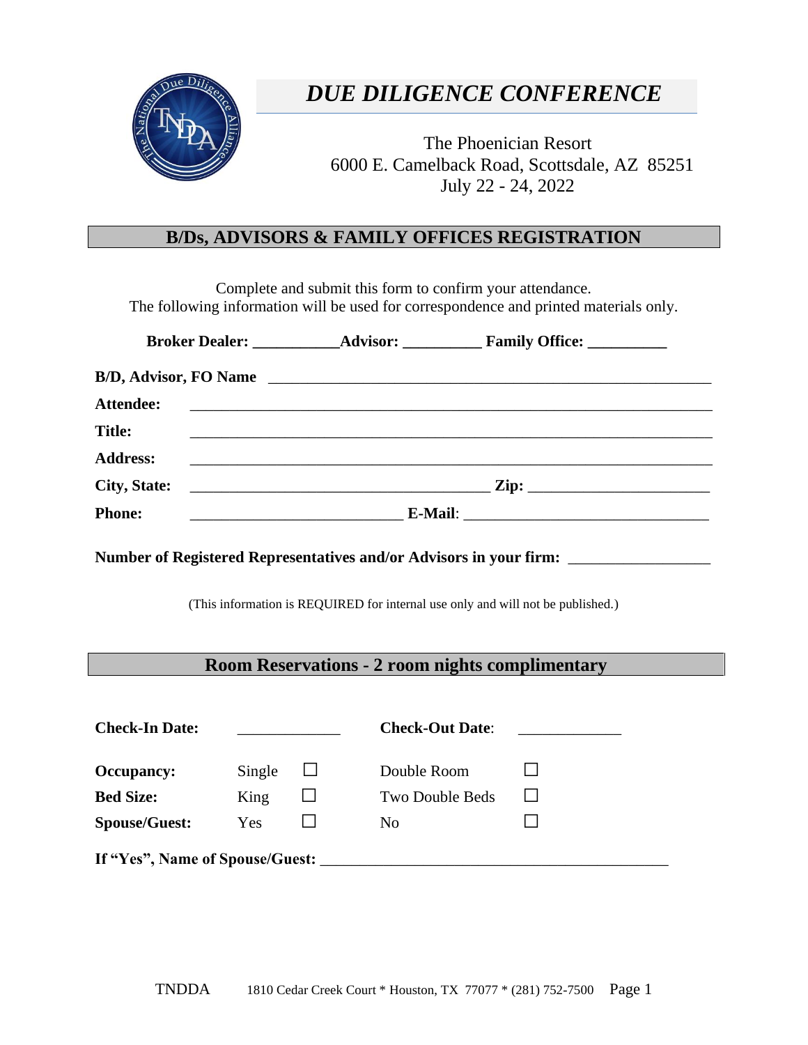# *DUE DILIGENCE CONFERENCE*

The Phoenician Resort
6000 E. Camelback Road, Scottsdale, AZ 85251
July 22 - 24, 2022

## B/Ds, ADVISORS & FAMILY OFFICES REGISTRATION

Complete and submit this form to confirm your attendance.
The following information will be used for correspondence and printed materials only.

**Broker Dealer:** ___________ **Advisor:** __________ **Family Office:** __________

**B/D, Advisor, FO Name** ___________________________________________________________

**Attendee:** ___________________________________________________________

**Title:** ___________________________________________________________

**Address:** ___________________________________________________________

**City, State:** ___________________________________ **Zip:** _______________________

**Phone:** ___________________________ **E-Mail**: _______________________________

**Number of Registered Representatives and/or Advisors in your firm:** _________________

(This information is REQUIRED for internal use only and will not be published.)

## Room Reservations - 2 room nights complimentary

**Check-In Date:** _____________ **Check-Out Date**: _____________

| | | | | |
|---|---|---|---|---|
| **Occupancy:** | Single | ☐ | Double Room | ☐ |
| **Bed Size:** | King | ☐ | Two Double Beds | ☐ |
| **Spouse/Guest:** | Yes | ☐ | No | ☐ |

**If "Yes", Name of Spouse/Guest:** ____________________________________________

TNDDA 1810 Cedar Creek Court * Houston, TX 77077 * (281) 752-7500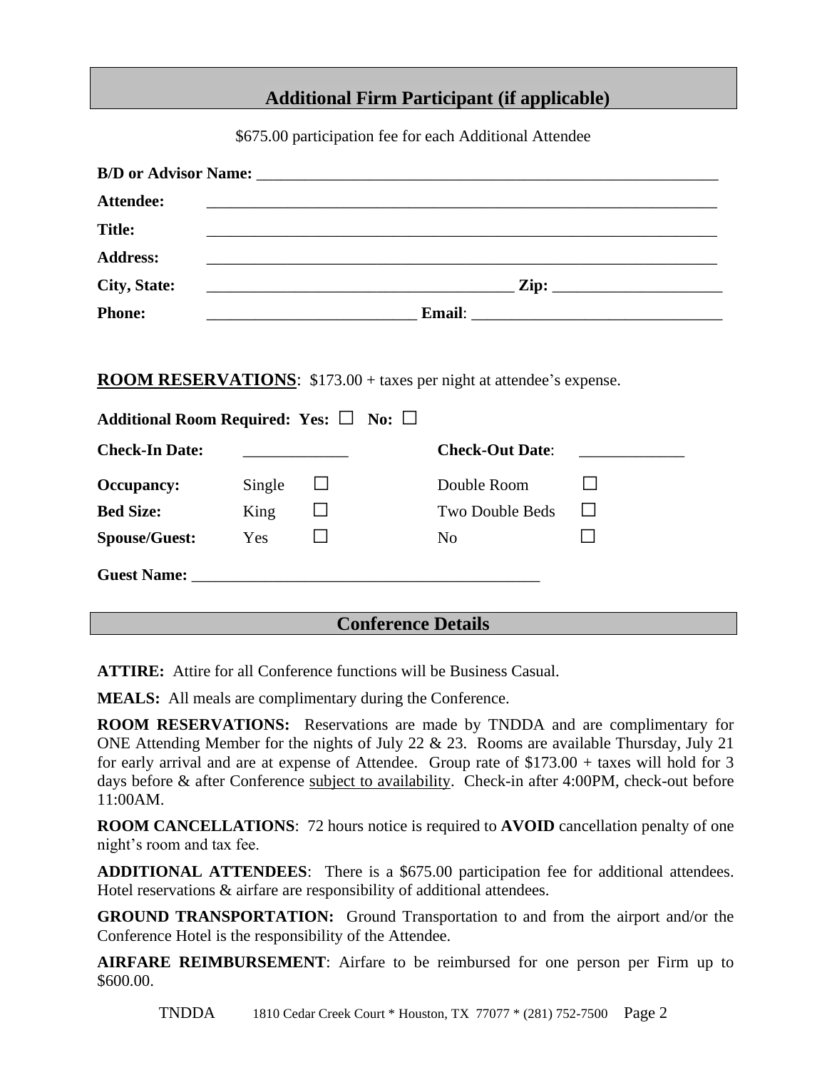## Additional Firm Participant (if applicable)

$675.00 participation fee for each Additional Attendee

**B/D or Advisor Name:** ____________________________________________________________

**Attendee:** ____________________________________________________________

**Title:** ____________________________________________________________

**Address:** ____________________________________________________________

**City, State:** ______________________________________ **Zip:** ____________________

**Phone:** __________________________ **Email**: ______________________________

**ROOM RESERVATIONS**: $173.00 + taxes per night at attendee's expense.

**Additional Room Required: Yes:** ☐ **No:** ☐

| | | | | |
|---|---|---|---|---|
| **Check-In Date:** | _____________ | | **Check-Out Date**: | _____________ |
| **Occupancy:** | Single | ☐ | Double Room | ☐ |
| **Bed Size:** | King | ☐ | Two Double Beds | ☐ |
| **Spouse/Guest:** | Yes | ☐ | No | ☐ |

**Guest Name:** ____________________________________________

## Conference Details

**ATTIRE:** Attire for all Conference functions will be Business Casual.

**MEALS:** All meals are complimentary during the Conference.

**ROOM RESERVATIONS:** Reservations are made by TNDDA and are complimentary for ONE Attending Member for the nights of July 22 & 23. Rooms are available Thursday, July 21 for early arrival and are at expense of Attendee. Group rate of $173.00 + taxes will hold for 3 days before & after Conference <u>subject to availability</u>. Check-in after 4:00PM, check-out before 11:00AM.

**ROOM CANCELLATIONS**: 72 hours notice is required to **AVOID** cancellation penalty of one night's room and tax fee.

**ADDITIONAL ATTENDEES**: There is a $675.00 participation fee for additional attendees. Hotel reservations & airfare are responsibility of additional attendees.

**GROUND TRANSPORTATION:** Ground Transportation to and from the airport and/or the Conference Hotel is the responsibility of the Attendee.

**AIRFARE REIMBURSEMENT**: Airfare to be reimbursed for one person per Firm up to $600.00.

TNDDA 1810 Cedar Creek Court * Houston, TX 77077 * (281) 752-7500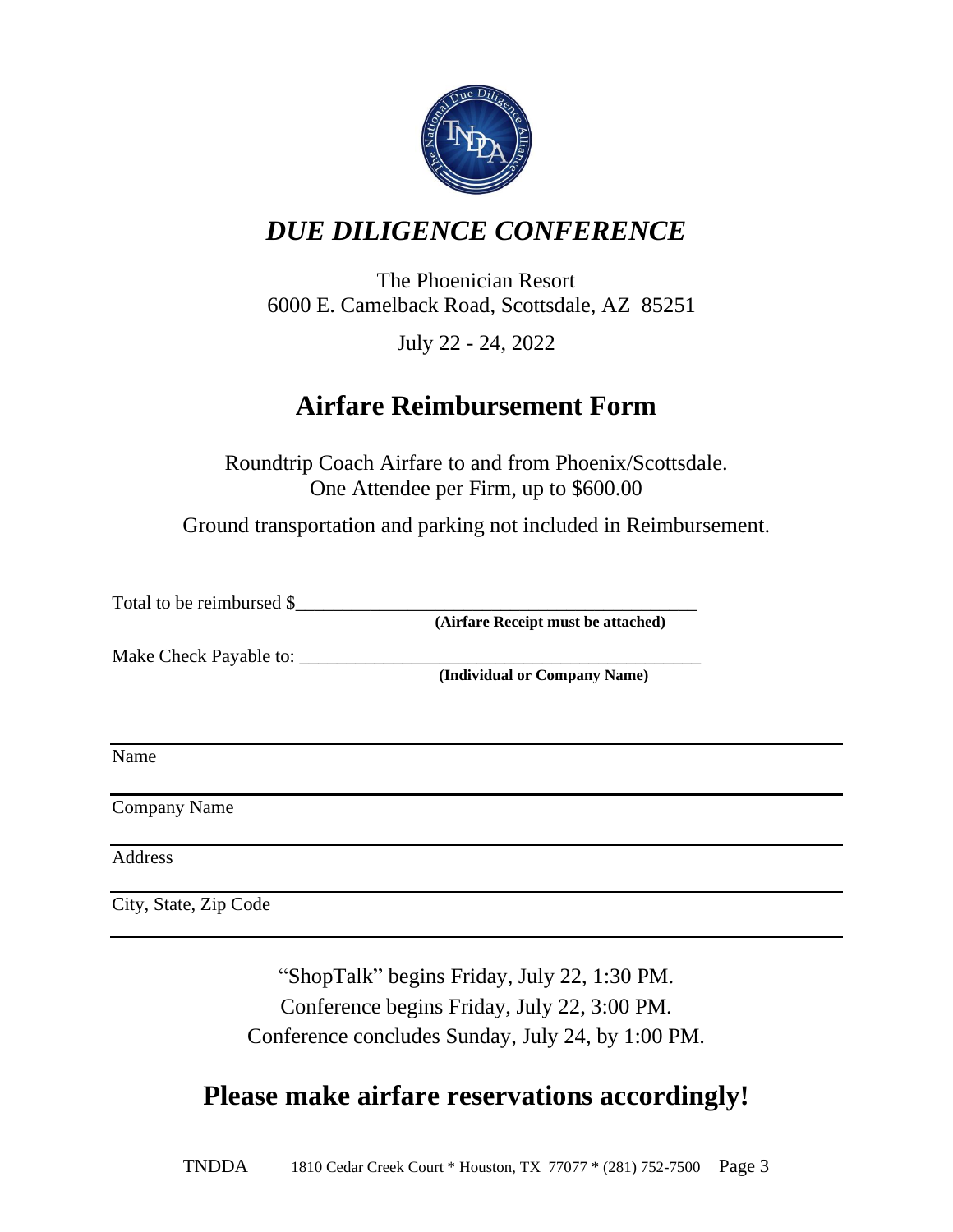# *DUE DILIGENCE CONFERENCE*

The Phoenician Resort
6000 E. Camelback Road, Scottsdale, AZ 85251

July 22 - 24, 2022

## Airfare Reimbursement Form

Roundtrip Coach Airfare to and from Phoenix/Scottsdale.
One Attendee per Firm, up to $600.00

Ground transportation and parking not included in Reimbursement.

Total to be reimbursed $_____________________________________________
**(Airfare Receipt must be attached)**

Make Check Payable to: _____________________________________________
**(Individual or Company Name)**

_____________________________________________
Name

_____________________________________________
Company Name

_____________________________________________
Address

_____________________________________________
City, State, Zip Code

_____________________________________________

"ShopTalk" begins Friday, July 22, 1:30 PM.
Conference begins Friday, July 22, 3:00 PM.
Conference concludes Sunday, July 24, by 1:00 PM.

## Please make airfare reservations accordingly!

TNDDA 1810 Cedar Creek Court * Houston, TX 77077 * (281) 752-7500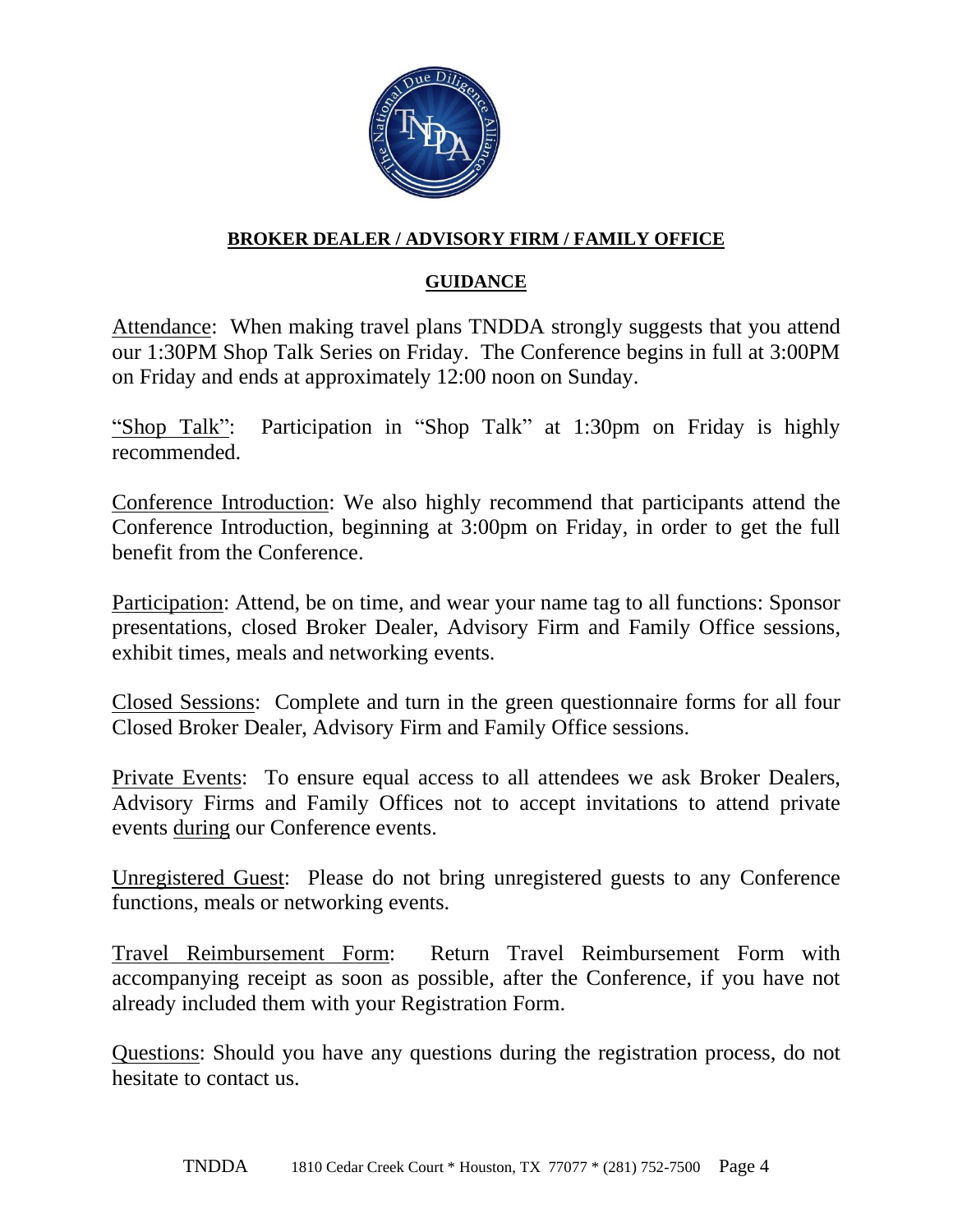## BROKER DEALER / ADVISORY FIRM / FAMILY OFFICE

## GUIDANCE

Attendance: When making travel plans TNDDA strongly suggests that you attend our 1:30PM Shop Talk Series on Friday. The Conference begins in full at 3:00PM on Friday and ends at approximately 12:00 noon on Sunday.

"Shop Talk": Participation in "Shop Talk" at 1:30pm on Friday is highly recommended.

Conference Introduction: We also highly recommend that participants attend the Conference Introduction, beginning at 3:00pm on Friday, in order to get the full benefit from the Conference.

Participation: Attend, be on time, and wear your name tag to all functions: Sponsor presentations, closed Broker Dealer, Advisory Firm and Family Office sessions, exhibit times, meals and networking events.

Closed Sessions: Complete and turn in the green questionnaire forms for all four Closed Broker Dealer, Advisory Firm and Family Office sessions.

Private Events: To ensure equal access to all attendees we ask Broker Dealers, Advisory Firms and Family Offices not to accept invitations to attend private events during our Conference events.

Unregistered Guest: Please do not bring unregistered guests to any Conference functions, meals or networking events.

Travel Reimbursement Form: Return Travel Reimbursement Form with accompanying receipt as soon as possible, after the Conference, if you have not already included them with your Registration Form.

Questions: Should you have any questions during the registration process, do not hesitate to contact us.

TNDDA 1810 Cedar Creek Court * Houston, TX 77077 * (281) 752-7500